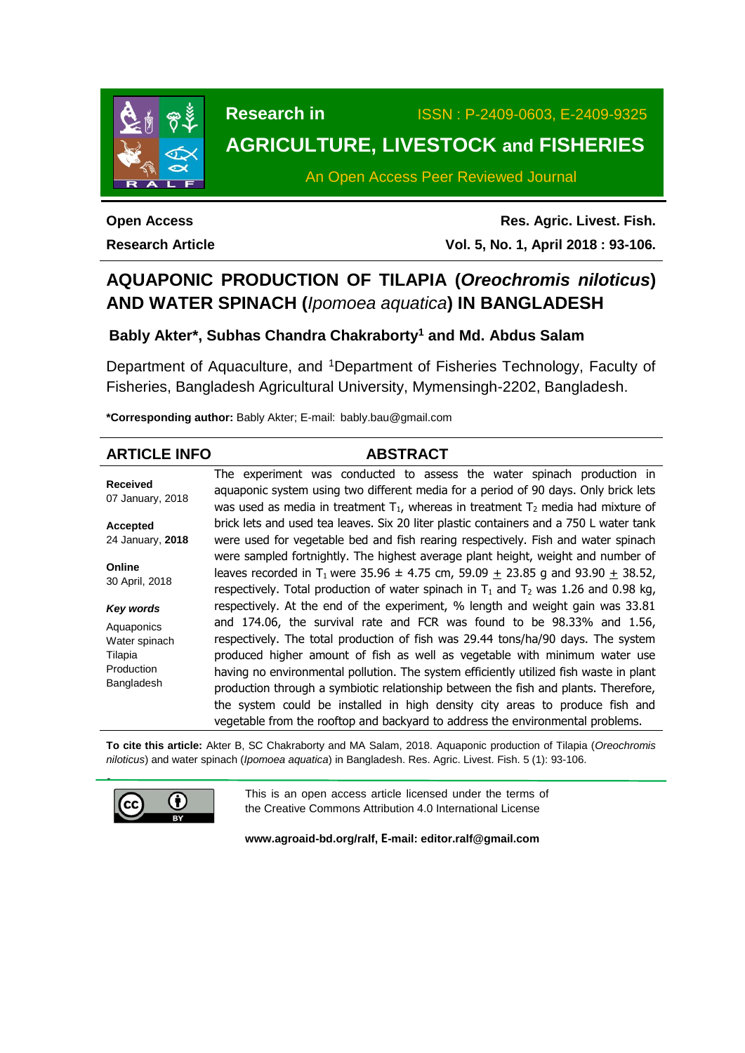Research in **AGRICULTURE, LIVESTOCK and FISHERIES**

ISSN : P-2409-0603, E-2409-9325

An Open Access Peer Reviewed Journal

**Open Access**
**Research Article**

**Res. Agric. Livest. Fish.**
**Vol. 5, No. 1, April 2018 : 93-106.**

# AQUAPONIC PRODUCTION OF TILAPIA (*Oreochromis niloticus*) AND WATER SPINACH (*Ipomoea aquatica*) IN BANGLADESH

**Bably Akter*, Subhas Chandra Chakraborty[1] and Md. Abdus Salam**

Department of Aquaculture, and [1]Department of Fisheries Technology, Faculty of Fisheries, Bangladesh Agricultural University, Mymensingh-2202, Bangladesh.

***Corresponding author:** Bably Akter; E-mail: bably.bau@gmail.com

## ARTICLE INFO

**Received**
07 January, 2018

**Accepted**
24 January, **2018**

**Online**
30 April, 2018

***Key words***

Aquaponics
Water spinach
Tilapia
Production
Bangladesh

## ABSTRACT

The experiment was conducted to assess the water spinach production in aquaponic system using two different media for a period of 90 days. Only brick lets was used as media in treatment $T_1$, whereas in treatment $T_2$ media had mixture of brick lets and used tea leaves. Six 20 liter plastic containers and a 750 L water tank were used for vegetable bed and fish rearing respectively. Fish and water spinach were sampled fortnightly. The highest average plant height, weight and number of leaves recorded in $T_1$ were $35.96 \pm 4.75$ cm, $59.09 \pm 23.85$ g and $93.90 \pm 38.52$, respectively. Total production of water spinach in $T_1$ and $T_2$ was 1.26 and 0.98 kg, respectively. At the end of the experiment, % length and weight gain was 33.81 and 174.06, the survival rate and FCR was found to be 98.33% and 1.56, respectively. The total production of fish was 29.44 tons/ha/90 days. The system produced higher amount of fish as well as vegetable with minimum water use having no environmental pollution. The system efficiently utilized fish waste in plant production through a symbiotic relationship between the fish and plants. Therefore, the system could be installed in high density city areas to produce fish and vegetable from the rooftop and backyard to address the environmental problems.

**To cite this article:** Akter B, SC Chakraborty and MA Salam, 2018. Aquaponic production of Tilapia (*Oreochromis niloticus*) and water spinach (*Ipomoea aquatica*) in Bangladesh. Res. Agric. Livest. Fish. 5 (1): 93-106.

This is an open access article licensed under the terms of the Creative Commons Attribution 4.0 International License

**www.agroaid-bd.org/ralf, E-mail: editor.ralf@gmail.com**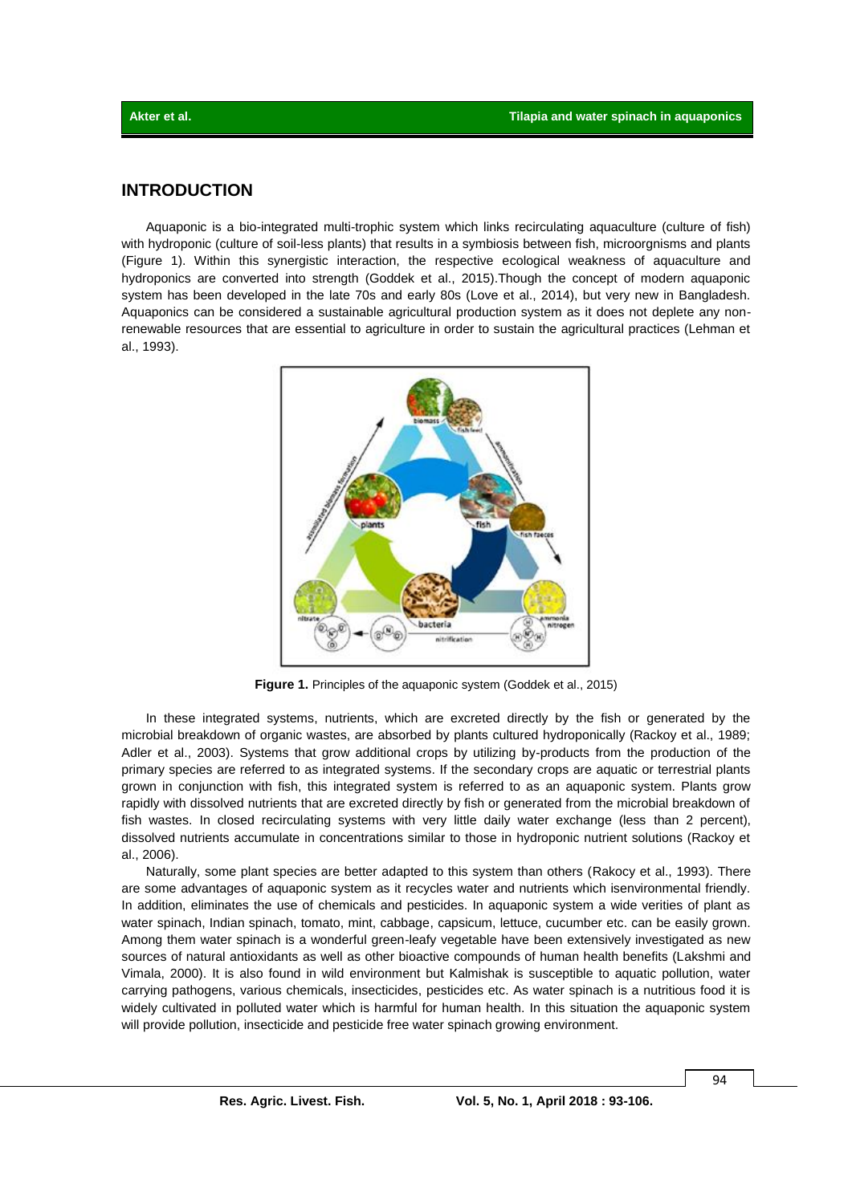## INTRODUCTION

Aquaponic is a bio-integrated multi-trophic system which links recirculating aquaculture (culture of fish) with hydroponic (culture of soil-less plants) that results in a symbiosis between fish, microorgnisms and plants (Figure 1). Within this synergistic interaction, the respective ecological weakness of aquaculture and hydroponics are converted into strength (Goddek et al., 2015).Though the concept of modern aquaponic system has been developed in the late 70s and early 80s (Love et al., 2014), but very new in Bangladesh. Aquaponics can be considered a sustainable agricultural production system as it does not deplete any non-renewable resources that are essential to agriculture in order to sustain the agricultural practices (Lehman et al., 1993).

**Figure 1.** Principles of the aquaponic system (Goddek et al., 2015)

In these integrated systems, nutrients, which are excreted directly by the fish or generated by the microbial breakdown of organic wastes, are absorbed by plants cultured hydroponically (Rackoy et al., 1989; Adler et al., 2003). Systems that grow additional crops by utilizing by-products from the production of the primary species are referred to as integrated systems. If the secondary crops are aquatic or terrestrial plants grown in conjunction with fish, this integrated system is referred to as an aquaponic system. Plants grow rapidly with dissolved nutrients that are excreted directly by fish or generated from the microbial breakdown of fish wastes. In closed recirculating systems with very little daily water exchange (less than 2 percent), dissolved nutrients accumulate in concentrations similar to those in hydroponic nutrient solutions (Rackoy et al., 2006).

Naturally, some plant species are better adapted to this system than others (Rakocy et al., 1993). There are some advantages of aquaponic system as it recycles water and nutrients which isenvironmental friendly. In addition, eliminates the use of chemicals and pesticides. In aquaponic system a wide verities of plant as water spinach, Indian spinach, tomato, mint, cabbage, capsicum, lettuce, cucumber etc. can be easily grown. Among them water spinach is a wonderful green-leafy vegetable have been extensively investigated as new sources of natural antioxidants as well as other bioactive compounds of human health benefits (Lakshmi and Vimala, 2000). It is also found in wild environment but Kalmishak is susceptible to aquatic pollution, water carrying pathogens, various chemicals, insecticides, pesticides etc. As water spinach is a nutritious food it is widely cultivated in polluted water which is harmful for human health. In this situation the aquaponic system will provide pollution, insecticide and pesticide free water spinach growing environment.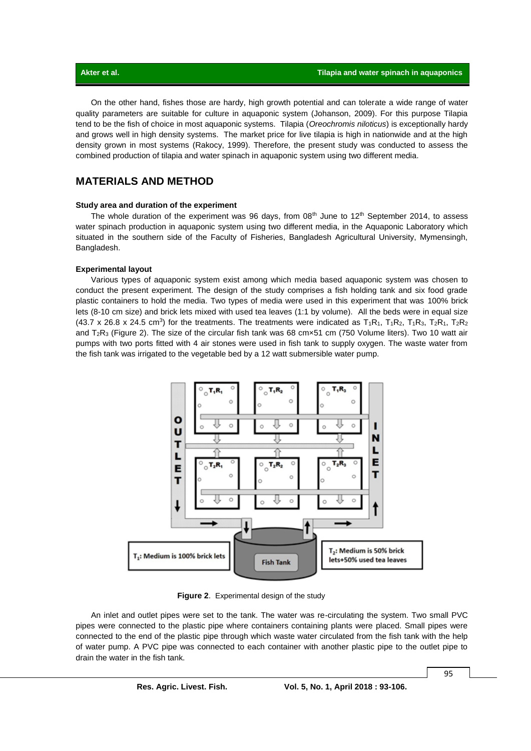On the other hand, fishes those are hardy, high growth potential and can tolerate a wide range of water quality parameters are suitable for culture in aquaponic system (Johanson, 2009). For this purpose Tilapia tend to be the fish of choice in most aquaponic systems. Tilapia (*Oreochromis niloticus*) is exceptionally hardy and grows well in high density systems. The market price for live tilapia is high in nationwide and at the high density grown in most systems (Rakocy, 1999). Therefore, the present study was conducted to assess the combined production of tilapia and water spinach in aquaponic system using two different media.

## MATERIALS AND METHOD

### Study area and duration of the experiment

The whole duration of the experiment was 96 days, from 08[th] June to 12[th] September 2014, to assess water spinach production in aquaponic system using two different media, in the Aquaponic Laboratory which situated in the southern side of the Faculty of Fisheries, Bangladesh Agricultural University, Mymensingh, Bangladesh.

### Experimental layout

Various types of aquaponic system exist among which media based aquaponic system was chosen to conduct the present experiment. The design of the study comprises a fish holding tank and six food grade plastic containers to hold the media. Two types of media were used in this experiment that was 100% brick lets (8-10 cm size) and brick lets mixed with used tea leaves (1:1 by volume). All the beds were in equal size (43.7 x 26.8 x 24.5 $cm^3$) for the treatments. The treatments were indicated as $T_1R_1$, $T_1R_2$, $T_1R_3$, $T_2R_1$, $T_2R_2$ and $T_2R_3$ (Figure 2). The size of the circular fish tank was 68 cm×51 cm (750 Volume liters). Two 10 watt air pumps with two ports fitted with 4 air stones were used in fish tank to supply oxygen. The waste water from the fish tank was irrigated to the vegetable bed by a 12 watt submersible water pump.

**Figure 2**. Experimental design of the study

An inlet and outlet pipes were set to the tank. The water was re-circulating the system. Two small PVC pipes were connected to the plastic pipe where containers containing plants were placed. Small pipes were connected to the end of the plastic pipe through which waste water circulated from the fish tank with the help of water pump. A PVC pipe was connected to each container with another plastic pipe to the outlet pipe to drain the water in the fish tank.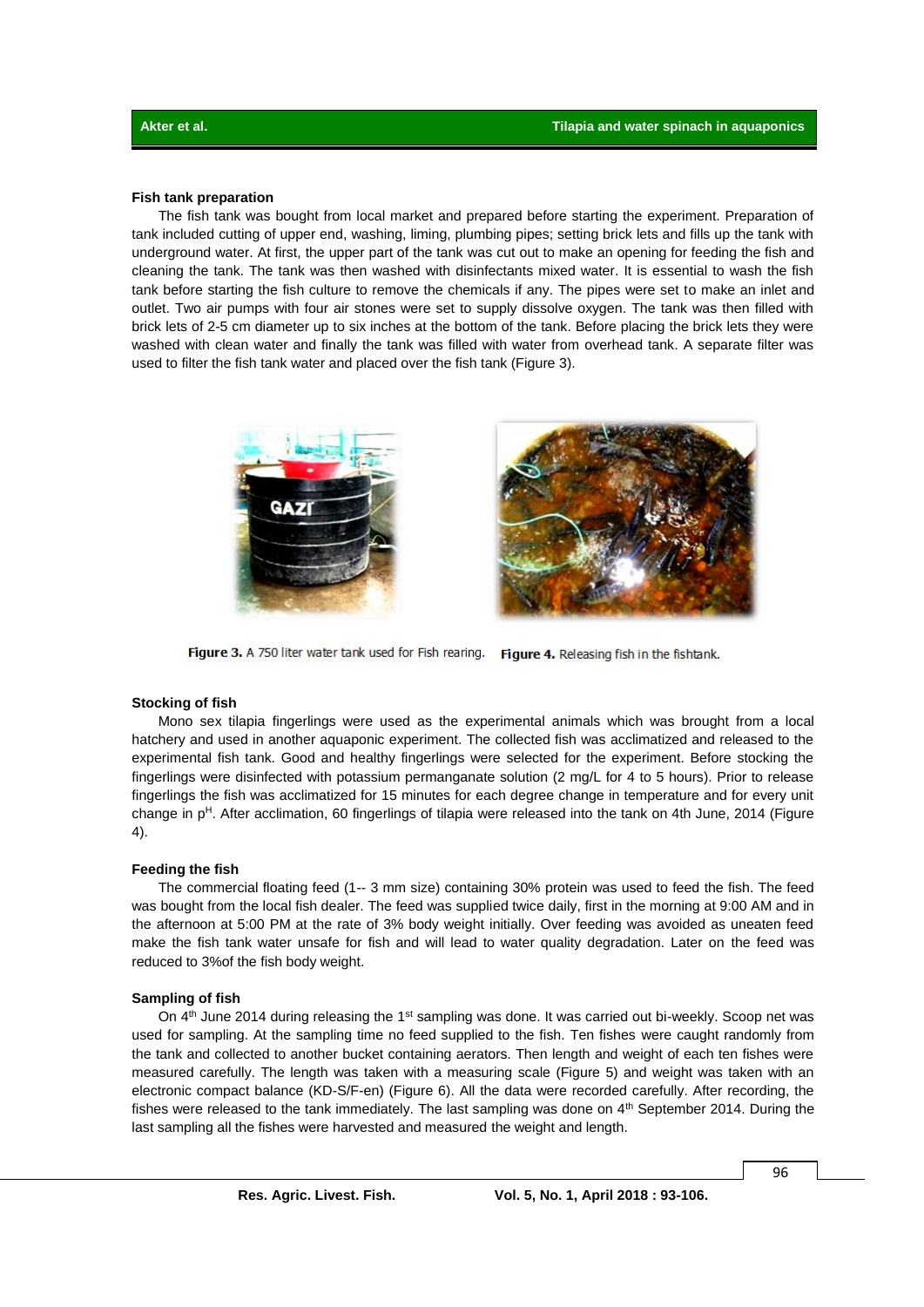### Fish tank preparation

The fish tank was bought from local market and prepared before starting the experiment. Preparation of tank included cutting of upper end, washing, liming, plumbing pipes; setting brick lets and fills up the tank with underground water. At first, the upper part of the tank was cut out to make an opening for feeding the fish and cleaning the tank. The tank was then washed with disinfectants mixed water. It is essential to wash the fish tank before starting the fish culture to remove the chemicals if any. The pipes were set to make an inlet and outlet. Two air pumps with four air stones were set to supply dissolve oxygen. The tank was then filled with brick lets of 2-5 cm diameter up to six inches at the bottom of the tank. Before placing the brick lets they were washed with clean water and finally the tank was filled with water from overhead tank. A separate filter was used to filter the fish tank water and placed over the fish tank (Figure 3).

**Figure 3.** A 750 liter water tank used for Fish rearing.

**Figure 4.** Releasing fish in the fishtank.

### Stocking of fish

Mono sex tilapia fingerlings were used as the experimental animals which was brought from a local hatchery and used in another aquaponic experiment. The collected fish was acclimatized and released to the experimental fish tank. Good and healthy fingerlings were selected for the experiment. Before stocking the fingerlings were disinfected with potassium permanganate solution (2 mg/L for 4 to 5 hours). Prior to release fingerlings the fish was acclimatized for 15 minutes for each degree change in temperature and for every unit change in $p^H$. After acclimation, 60 fingerlings of tilapia were released into the tank on 4th June, 2014 (Figure 4).

### Feeding the fish

The commercial floating feed (1-- 3 mm size) containing 30% protein was used to feed the fish. The feed was bought from the local fish dealer. The feed was supplied twice daily, first in the morning at 9:00 AM and in the afternoon at 5:00 PM at the rate of 3% body weight initially. Over feeding was avoided as uneaten feed make the fish tank water unsafe for fish and will lead to water quality degradation. Later on the feed was reduced to 3%of the fish body weight.

### Sampling of fish

On 4th June 2014 during releasing the 1st sampling was done. It was carried out bi-weekly. Scoop net was used for sampling. At the sampling time no feed supplied to the fish. Ten fishes were caught randomly from the tank and collected to another bucket containing aerators. Then length and weight of each ten fishes were measured carefully. The length was taken with a measuring scale (Figure 5) and weight was taken with an electronic compact balance (KD-S/F-en) (Figure 6). All the data were recorded carefully. After recording, the fishes were released to the tank immediately. The last sampling was done on 4th September 2014. During the last sampling all the fishes were harvested and measured the weight and length.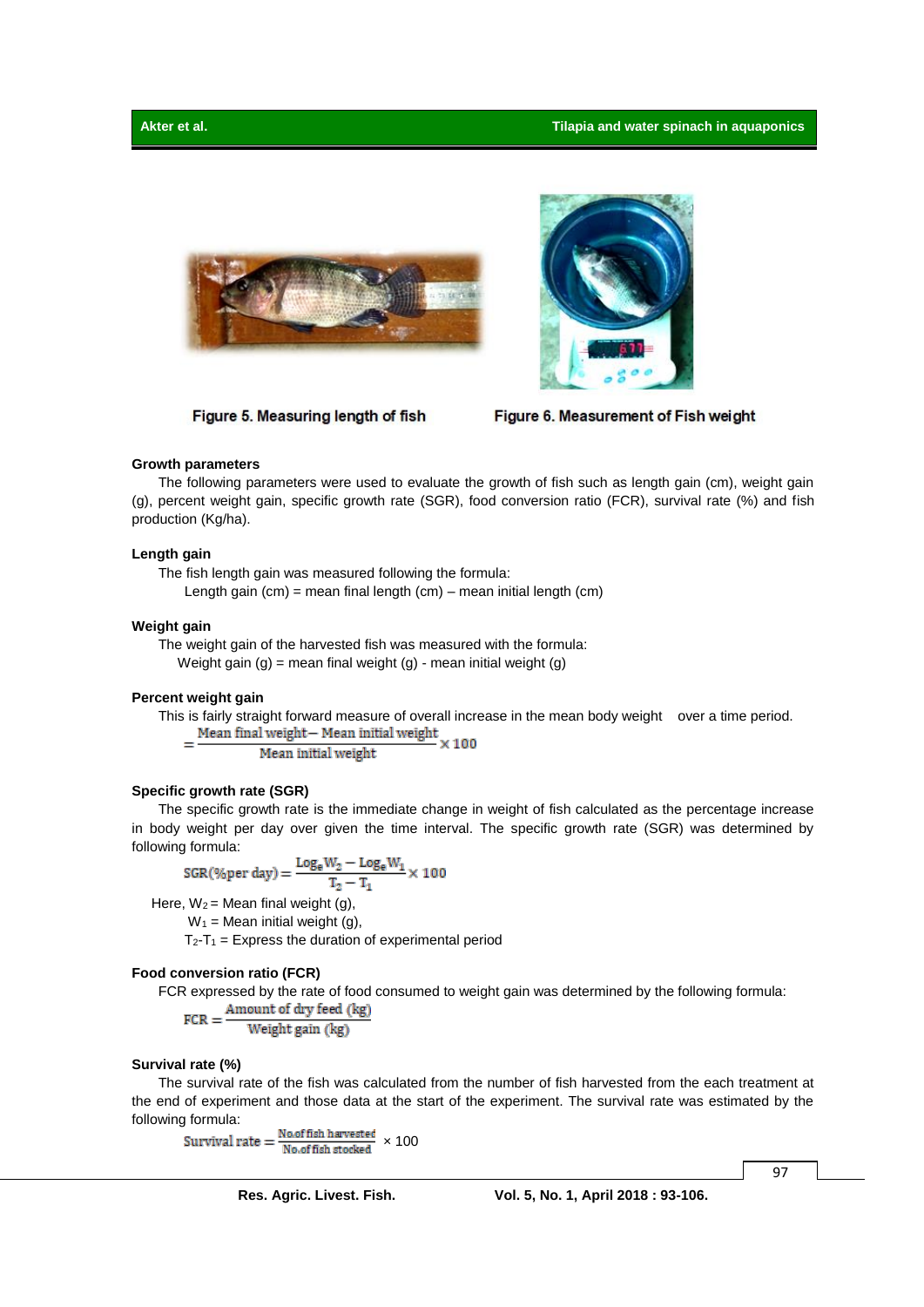Figure 5. Measuring length of fish

Figure 6. Measurement of Fish weight

### Growth parameters

The following parameters were used to evaluate the growth of fish such as length gain (cm), weight gain (g), percent weight gain, specific growth rate (SGR), food conversion ratio (FCR), survival rate (%) and fish production (Kg/ha).

### Length gain

The fish length gain was measured following the formula:

Length gain (cm) = mean final length (cm) – mean initial length (cm)

### Weight gain

The weight gain of the harvested fish was measured with the formula:

Weight gain (g) = mean final weight (g) - mean initial weight (g)

### Percent weight gain

This is fairly straight forward measure of overall increase in the mean body weight over a time period.

$$= \frac{\text{Mean final weight} - \text{Mean initial weight}}{\text{Mean initial weight}} \times 100$$

### Specific growth rate (SGR)

The specific growth rate is the immediate change in weight of fish calculated as the percentage increase in body weight per day over given the time interval. The specific growth rate (SGR) was determined by following formula:

$$\text{SGR}(\%\text{per day}) = \frac{\text{Log}_e W_2 - \text{Log}_e W_1}{T_2 - T_1} \times 100$$

Here, $W_2$ = Mean final weight (g),

$W_1$ = Mean initial weight (g),

$T_2$-$T_1$ = Express the duration of experimental period

### Food conversion ratio (FCR)

FCR expressed by the rate of food consumed to weight gain was determined by the following formula:

$$\text{FCR} = \frac{\text{Amount of dry feed (kg)}}{\text{Weight gain (kg)}}$$

### Survival rate (%)

The survival rate of the fish was calculated from the number of fish harvested from the each treatment at the end of experiment and those data at the start of the experiment. The survival rate was estimated by the following formula:

$$\text{Survival rate} = \frac{\text{No.of fish harvested}}{\text{No.of fish stocked}} \times 100$$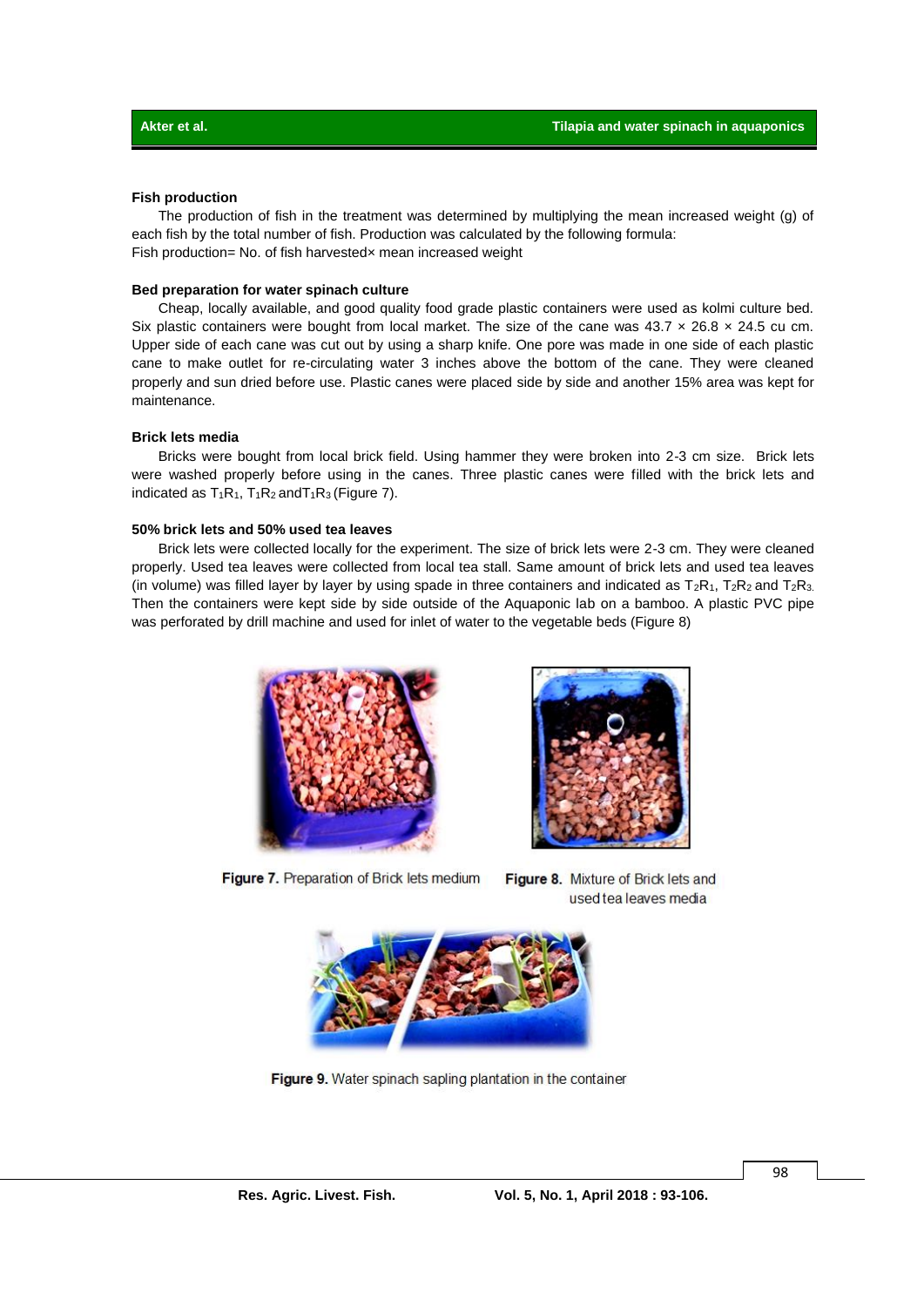### Fish production

The production of fish in the treatment was determined by multiplying the mean increased weight (g) of each fish by the total number of fish. Production was calculated by the following formula:
Fish production= No. of fish harvested× mean increased weight

### Bed preparation for water spinach culture

Cheap, locally available, and good quality food grade plastic containers were used as kolmi culture bed. Six plastic containers were bought from local market. The size of the cane was 43.7 × 26.8 × 24.5 cu cm. Upper side of each cane was cut out by using a sharp knife. One pore was made in one side of each plastic cane to make outlet for re-circulating water 3 inches above the bottom of the cane. They were cleaned properly and sun dried before use. Plastic canes were placed side by side and another 15% area was kept for maintenance.

### Brick lets media

Bricks were bought from local brick field. Using hammer they were broken into 2-3 cm size. Brick lets were washed properly before using in the canes. Three plastic canes were filled with the brick lets and indicated as $T_1R_1$, $T_1R_2$ and $T_1R_3$ (Figure 7).

### 50% brick lets and 50% used tea leaves

Brick lets were collected locally for the experiment. The size of brick lets were 2-3 cm. They were cleaned properly. Used tea leaves were collected from local tea stall. Same amount of brick lets and used tea leaves (in volume) was filled layer by layer by using spade in three containers and indicated as $T_2R_1$, $T_2R_2$ and $T_2R_3$. Then the containers were kept side by side outside of the Aquaponic lab on a bamboo. A plastic PVC pipe was perforated by drill machine and used for inlet of water to the vegetable beds (Figure 8)

**Figure 7.** Preparation of Brick lets medium

**Figure 8.** Mixture of Brick lets and used tea leaves media

**Figure 9.** Water spinach sapling plantation in the container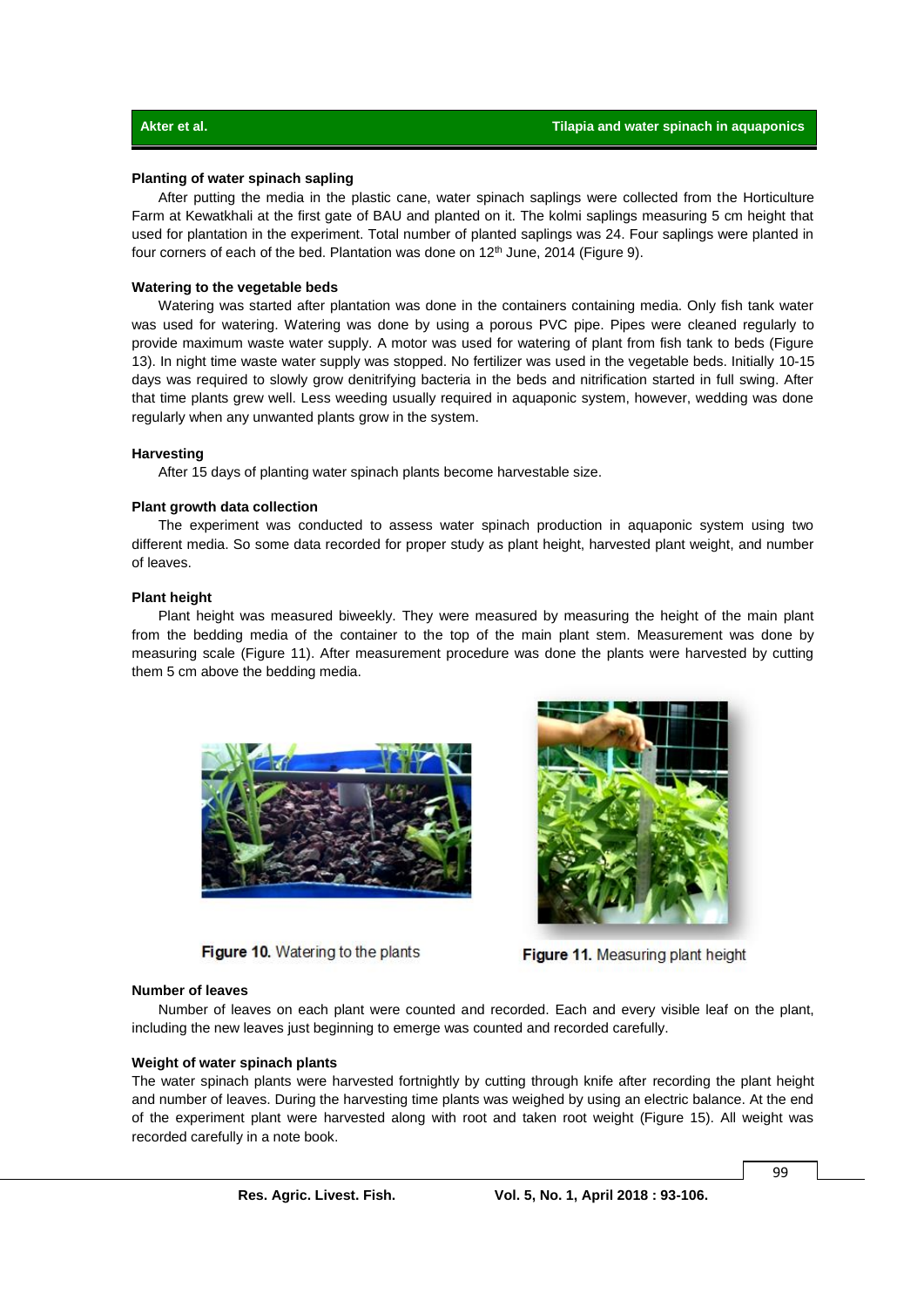#### Planting of water spinach sapling

After putting the media in the plastic cane, water spinach saplings were collected from the Horticulture Farm at Kewatkhali at the first gate of BAU and planted on it. The kolmi saplings measuring 5 cm height that used for plantation in the experiment. Total number of planted saplings was 24. Four saplings were planted in four corners of each of the bed. Plantation was done on 12th June, 2014 (Figure 9).

#### Watering to the vegetable beds

Watering was started after plantation was done in the containers containing media. Only fish tank water was used for watering. Watering was done by using a porous PVC pipe. Pipes were cleaned regularly to provide maximum waste water supply. A motor was used for watering of plant from fish tank to beds (Figure 13). In night time waste water supply was stopped. No fertilizer was used in the vegetable beds. Initially 10-15 days was required to slowly grow denitrifying bacteria in the beds and nitrification started in full swing. After that time plants grew well. Less weeding usually required in aquaponic system, however, wedding was done regularly when any unwanted plants grow in the system.

#### Harvesting

After 15 days of planting water spinach plants become harvestable size.

#### Plant growth data collection

The experiment was conducted to assess water spinach production in aquaponic system using two different media. So some data recorded for proper study as plant height, harvested plant weight, and number of leaves.

#### Plant height

Plant height was measured biweekly. They were measured by measuring the height of the main plant from the bedding media of the container to the top of the main plant stem. Measurement was done by measuring scale (Figure 11). After measurement procedure was done the plants were harvested by cutting them 5 cm above the bedding media.

**Figure 10.** Watering to the plants

**Figure 11.** Measuring plant height

#### Number of leaves

Number of leaves on each plant were counted and recorded. Each and every visible leaf on the plant, including the new leaves just beginning to emerge was counted and recorded carefully.

#### Weight of water spinach plants

The water spinach plants were harvested fortnightly by cutting through knife after recording the plant height and number of leaves. During the harvesting time plants was weighed by using an electric balance. At the end of the experiment plant were harvested along with root and taken root weight (Figure 15). All weight was recorded carefully in a note book.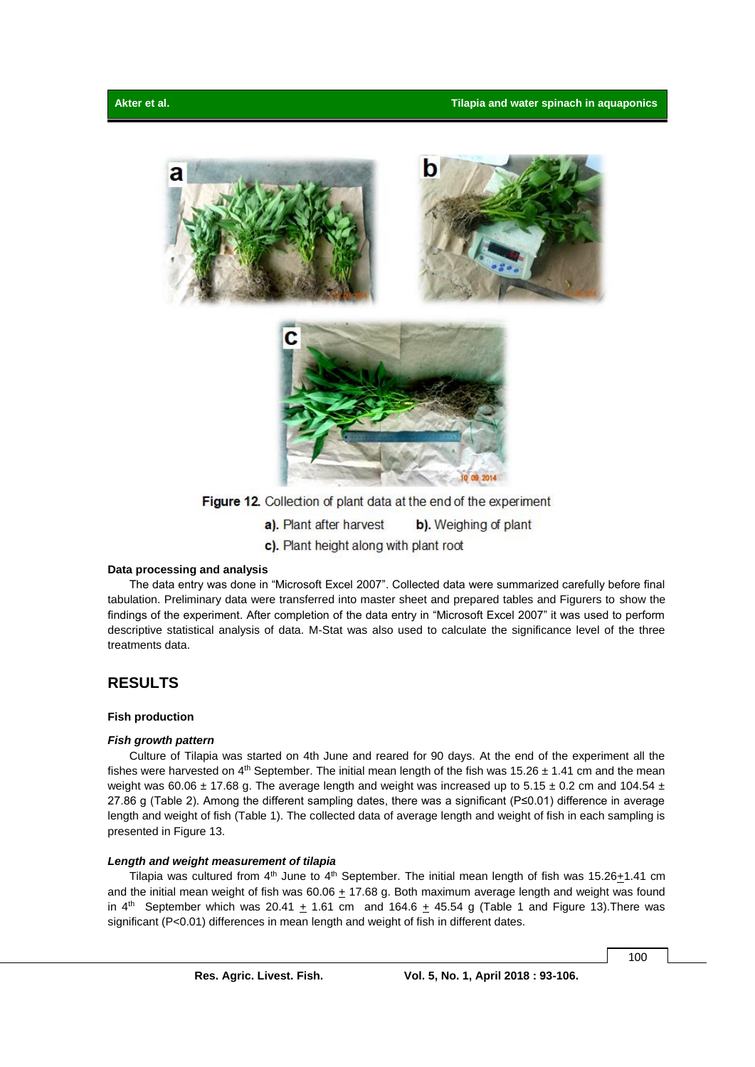Figure 12. Collection of plant data at the end of the experiment

a). Plant after harvest b). Weighing of plant

c). Plant height along with plant root

**Data processing and analysis**

The data entry was done in "Microsoft Excel 2007". Collected data were summarized carefully before final tabulation. Preliminary data were transferred into master sheet and prepared tables and Figurers to show the findings of the experiment. After completion of the data entry in "Microsoft Excel 2007" it was used to perform descriptive statistical analysis of data. M-Stat was also used to calculate the significance level of the three treatments data.

## RESULTS

### Fish production

#### *Fish growth pattern*

Culture of Tilapia was started on 4th June and reared for 90 days. At the end of the experiment all the fishes were harvested on 4th September. The initial mean length of the fish was 15.26 ± 1.41 cm and the mean weight was 60.06 ± 17.68 g. The average length and weight was increased up to 5.15 ± 0.2 cm and 104.54 ± 27.86 g (Table 2). Among the different sampling dates, there was a significant (P≤0.01) difference in average length and weight of fish (Table 1). The collected data of average length and weight of fish in each sampling is presented in Figure 13.

#### *Length and weight measurement of tilapia*

Tilapia was cultured from 4th June to 4th September. The initial mean length of fish was 15.26±1.41 cm and the initial mean weight of fish was 60.06 ± 17.68 g. Both maximum average length and weight was found in 4th September which was 20.41 ± 1.61 cm and 164.6 ± 45.54 g (Table 1 and Figure 13).There was significant (P<0.01) differences in mean length and weight of fish in different dates.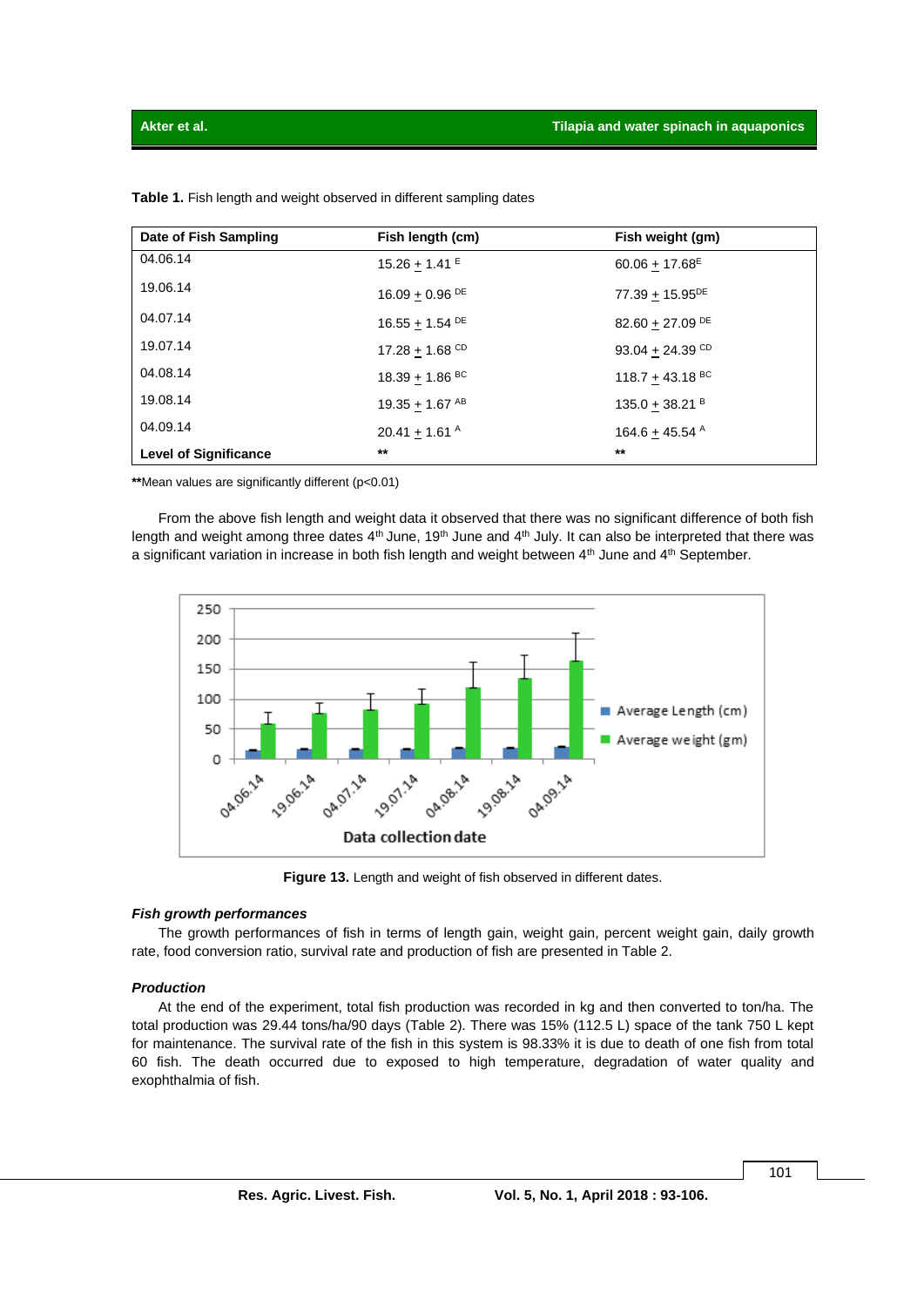**Table 1.** Fish length and weight observed in different sampling dates

| Date of Fish Sampling | Fish length (cm) | Fish weight (gm) |
|---|---|---|
| 04.06.14 | 15.26 + 1.41 $^{E}$ | 60.06 + 17.68$^{E}$ |
| 19.06.14 | 16.09 + 0.96 $^{DE}$ | 77.39 + 15.95$^{DE}$ |
| 04.07.14 | 16.55 + 1.54 $^{DE}$ | 82.60 + 27.09 $^{DE}$ |
| 19.07.14 | 17.28 + 1.68 $^{CD}$ | 93.04 + 24.39 $^{CD}$ |
| 04.08.14 | 18.39 + 1.86 $^{BC}$ | 118.7 + 43.18 $^{BC}$ |
| 19.08.14 | 19.35 + 1.67 $^{AB}$ | 135.0 + 38.21 $^{B}$ |
| 04.09.14 | 20.41 + 1.61 $^{A}$ | 164.6 + 45.54 $^{A}$ |
| **Level of Significance** | ** | ** |

**Mean values are significantly different ($p<0.01$)

From the above fish length and weight data it observed that there was no significant difference of both fish length and weight among three dates 4th June, 19th June and 4th July. It can also be interpreted that there was a significant variation in increase in both fish length and weight between 4th June and 4th September.

**Figure 13.** Length and weight of fish observed in different dates.

### *Fish growth performances*

The growth performances of fish in terms of length gain, weight gain, percent weight gain, daily growth rate, food conversion ratio, survival rate and production of fish are presented in Table 2.

### *Production*

At the end of the experiment, total fish production was recorded in kg and then converted to ton/ha. The total production was 29.44 tons/ha/90 days (Table 2). There was 15% (112.5 L) space of the tank 750 L kept for maintenance. The survival rate of the fish in this system is 98.33% it is due to death of one fish from total 60 fish. The death occurred due to exposed to high temperature, degradation of water quality and exophthalmia of fish.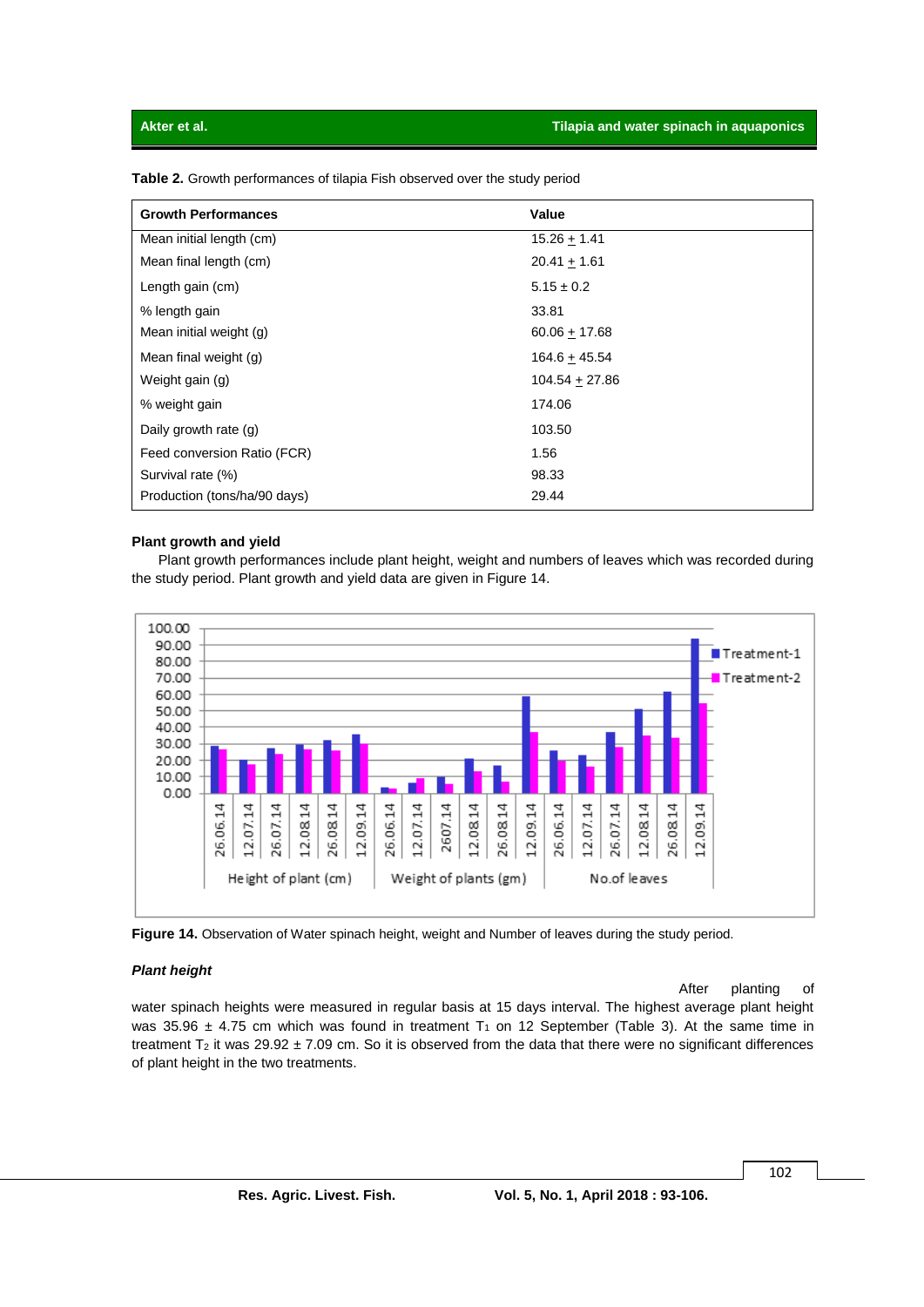**Table 2.** Growth performances of tilapia Fish observed over the study period

| Growth Performances | Value |
|---|---|
| Mean initial length (cm) | 15.26 ± 1.41 |
| Mean final length (cm) | 20.41 ± 1.61 |
| Length gain (cm) | 5.15 ± 0.2 |
| % length gain | 33.81 |
| Mean initial weight (g) | 60.06 ± 17.68 |
| Mean final weight (g) | 164.6 ± 45.54 |
| Weight gain (g) | 104.54 ± 27.86 |
| % weight gain | 174.06 |
| Daily growth rate (g) | 103.50 |
| Feed conversion Ratio (FCR) | 1.56 |
| Survival rate (%) | 98.33 |
| Production (tons/ha/90 days) | 29.44 |

**Plant growth and yield**

Plant growth performances include plant height, weight and numbers of leaves which was recorded during the study period. Plant growth and yield data are given in Figure 14.

**Figure 14.** Observation of Water spinach height, weight and Number of leaves during the study period.

***Plant height***

After planting of water spinach heights were measured in regular basis at 15 days interval. The highest average plant height was 35.96 ± 4.75 cm which was found in treatment $T_1$ on 12 September (Table 3). At the same time in treatment $T_2$ it was 29.92 ± 7.09 cm. So it is observed from the data that there were no significant differences of plant height in the two treatments.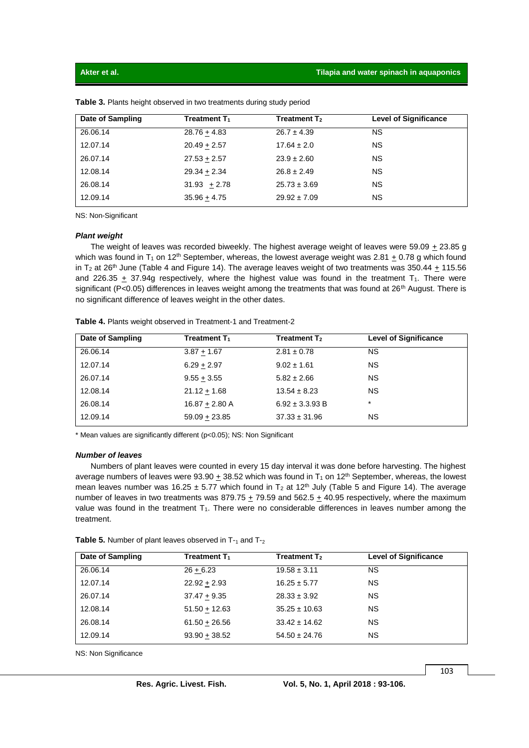**Table 3.** Plants height observed in two treatments during study period

| Date of Sampling | Treatment $T_1$ | Treatment $T_2$ | Level of Significance |
|---|---|---|---|
| 26.06.14 | 28.76 ± 4.83 | 26.7 ± 4.39 | NS |
| 12.07.14 | 20.49 ± 2.57 | 17.64 ± 2.0 | NS |
| 26.07.14 | 27.53 ± 2.57 | 23.9 ± 2.60 | NS |
| 12.08.14 | 29.34 ± 2.34 | 26.8 ± 2.49 | NS |
| 26.08.14 | 31.93 ± 2.78 | 25.73 ± 3.69 | NS |
| 12.09.14 | 35.96 ± 4.75 | 29.92 ± 7.09 | NS |

NS: Non-Significant

### *Plant weight*

The weight of leaves was recorded biweekly. The highest average weight of leaves were 59.09 ± 23.85 g which was found in $T_1$ on 12th September, whereas, the lowest average weight was 2.81 ± 0.78 g which found in $T_2$ at 26th June (Table 4 and Figure 14). The average leaves weight of two treatments was 350.44 ± 115.56 and 226.35 ± 37.94g respectively, where the highest value was found in the treatment $T_1$. There were significant ($P<0.05$) differences in leaves weight among the treatments that was found at 26th August. There is no significant difference of leaves weight in the other dates.

**Table 4.** Plants weight observed in Treatment-1 and Treatment-2

| Date of Sampling | Treatment $T_1$ | Treatment $T_2$ | Level of Significance |
|---|---|---|---|
| 26.06.14 | 3.87 ± 1.67 | 2.81 ± 0.78 | NS |
| 12.07.14 | 6.29 ± 2.97 | 9.02 ± 1.61 | NS |
| 26.07.14 | 9.55 ± 3.55 | 5.82 ± 2.66 | NS |
| 12.08.14 | 21.12 ± 1.68 | 13.54 ± 8.23 | NS |
| 26.08.14 | 16.87 ± 2.80 A | 6.92 ± 3.3.93 B | * |
| 12.09.14 | 59.09 ± 23.85 | 37.33 ± 31.96 | NS |

* Mean values are significantly different ($p<0.05$); NS: Non Significant

### *Number of leaves*

Numbers of plant leaves were counted in every 15 day interval it was done before harvesting. The highest average numbers of leaves were 93.90 ± 38.52 which was found in $T_1$ on 12th September, whereas, the lowest mean leaves number was 16.25 ± 5.77 which found in $T_2$ at 12th July (Table 5 and Figure 14). The average number of leaves in two treatments was 879.75 ± 79.59 and 562.5 ± 40.95 respectively, where the maximum value was found in the treatment $T_1$. There were no considerable differences in leaves number among the treatment.

**Table 5.** Number of plant leaves observed in $T_{-1}$ and $T_{-2}$

| Date of Sampling | Treatment $T_1$ | Treatment $T_2$ | Level of Significance |
|---|---|---|---|
| 26.06.14 | 26 ± 6.23 | 19.58 ± 3.11 | NS |
| 12.07.14 | 22.92 ± 2.93 | 16.25 ± 5.77 | NS |
| 26.07.14 | 37.47 ± 9.35 | 28.33 ± 3.92 | NS |
| 12.08.14 | 51.50 ± 12.63 | 35.25 ± 10.63 | NS |
| 26.08.14 | 61.50 ± 26.56 | 33.42 ± 14.62 | NS |
| 12.09.14 | 93.90 ± 38.52 | 54.50 ± 24.76 | NS |

NS: Non Significance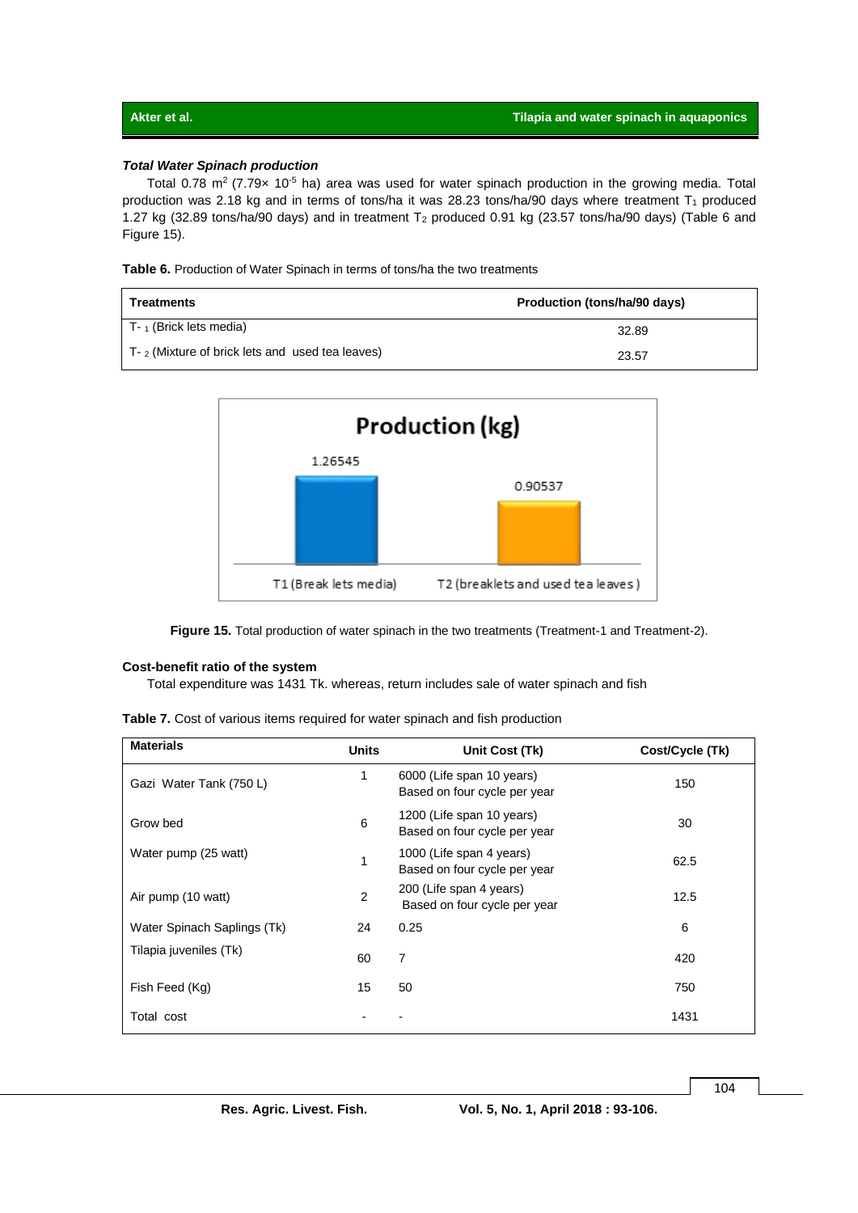### *Total Water Spinach production*

Total 0.78 $m^2$ ($7.79\times 10^{-5}$ ha) area was used for water spinach production in the growing media. Total production was 2.18 kg and in terms of tons/ha it was 28.23 tons/ha/90 days where treatment $T_1$ produced 1.27 kg (32.89 tons/ha/90 days) and in treatment $T_2$ produced 0.91 kg (23.57 tons/ha/90 days) (Table 6 and Figure 15).

**Table 6.** Production of Water Spinach in terms of tons/ha the two treatments

| Treatments | Production (tons/ha/90 days) |
| --- | --- |
| $T_{-1}$ (Brick lets media) | 32.89 |
| $T_{-2}$ (Mixture of brick lets and used tea leaves) | 23.57 |

**Figure 15.** Total production of water spinach in the two treatments (Treatment-1 and Treatment-2).

#### Cost-benefit ratio of the system

Total expenditure was 1431 Tk. whereas, return includes sale of water spinach and fish

**Table 7.** Cost of various items required for water spinach and fish production

| Materials | Units | Unit Cost (Tk) | Cost/Cycle (Tk) |
| --- | --- | --- | --- |
| Gazi Water Tank (750 L) | 1 | 6000 (Life span 10 years) Based on four cycle per year | 150 |
| Grow bed | 6 | 1200 (Life span 10 years) Based on four cycle per year | 30 |
| Water pump (25 watt) | 1 | 1000 (Life span 4 years) Based on four cycle per year | 62.5 |
| Air pump (10 watt) | 2 | 200 (Life span 4 years) Based on four cycle per year | 12.5 |
| Water Spinach Saplings (Tk) | 24 | 0.25 | 6 |
| Tilapia juveniles (Tk) | 60 | 7 | 420 |
| Fish Feed (Kg) | 15 | 50 | 750 |
| Total cost | - | - | 1431 |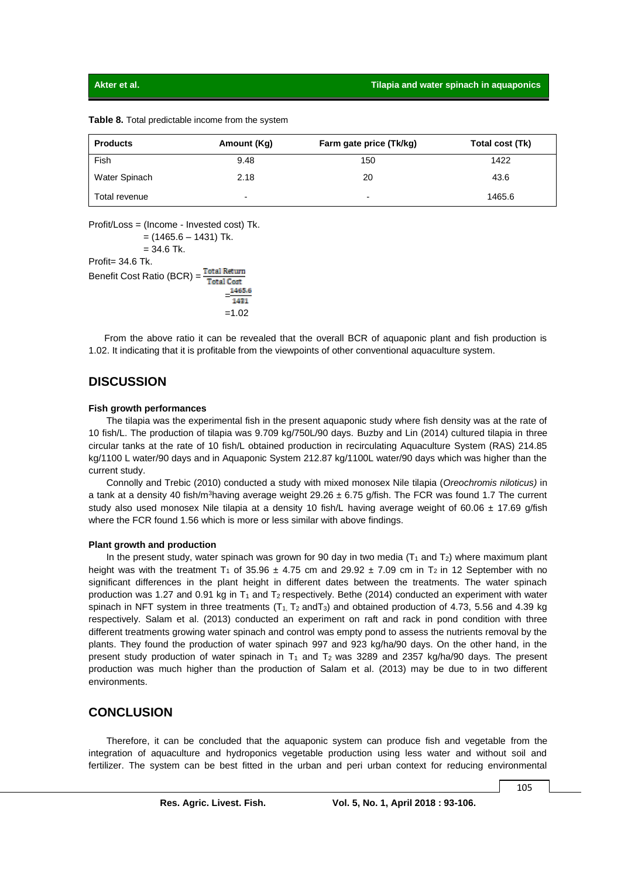**Table 8.** Total predictable income from the system

| Products | Amount (Kg) | Farm gate price (Tk/kg) | Total cost (Tk) |
|---|---|---|---|
| Fish | 9.48 | 150 | 1422 |
| Water Spinach | 2.18 | 20 | 43.6 |
| Total revenue | - | - | 1465.6 |

Profit/Loss = (Income - Invested cost) Tk.
= (1465.6 – 1431) Tk.
= 34.6 Tk.

Profit= 34.6 Tk.

$$\text{Benefit Cost Ratio (BCR)} = \frac{\text{Total Return}}{\text{Total Cost}} = \frac{1465.6}{1431} = 1.02$$

From the above ratio it can be revealed that the overall BCR of aquaponic plant and fish production is 1.02. It indicating that it is profitable from the viewpoints of other conventional aquaculture system.

## DISCUSSION

### Fish growth performances

The tilapia was the experimental fish in the present aquaponic study where fish density was at the rate of 10 fish/L. The production of tilapia was 9.709 kg/750L/90 days. Buzby and Lin (2014) cultured tilapia in three circular tanks at the rate of 10 fish/L obtained production in recirculating Aquaculture System (RAS) 214.85 kg/1100 L water/90 days and in Aquaponic System 212.87 kg/1100L water/90 days which was higher than the current study.

Connolly and Trebic (2010) conducted a study with mixed monosex Nile tilapia (*Oreochromis niloticus)* in a tank at a density 40 fish/m$^3$having average weight 29.26 ± 6.75 g/fish. The FCR was found 1.7 The current study also used monosex Nile tilapia at a density 10 fish/L having average weight of 60.06 ± 17.69 g/fish where the FCR found 1.56 which is more or less similar with above findings.

### Plant growth and production

In the present study, water spinach was grown for 90 day in two media ($T_1$ and $T_2$) where maximum plant height was with the treatment $T_1$ of 35.96 ± 4.75 cm and 29.92 ± 7.09 cm in $T_2$ in 12 September with no significant differences in the plant height in different dates between the treatments. The water spinach production was 1.27 and 0.91 kg in $T_1$ and $T_2$ respectively. Bethe (2014) conducted an experiment with water spinach in NFT system in three treatments ($T_1$, $T_2$ and$T_3$) and obtained production of 4.73, 5.56 and 4.39 kg respectively. Salam et al. (2013) conducted an experiment on raft and rack in pond condition with three different treatments growing water spinach and control was empty pond to assess the nutrients removal by the plants. They found the production of water spinach 997 and 923 kg/ha/90 days. On the other hand, in the present study production of water spinach in $T_1$ and $T_2$ was 3289 and 2357 kg/ha/90 days. The present production was much higher than the production of Salam et al. (2013) may be due to in two different environments.

## CONCLUSION

Therefore, it can be concluded that the aquaponic system can produce fish and vegetable from the integration of aquaculture and hydroponics vegetable production using less water and without soil and fertilizer. The system can be best fitted in the urban and peri urban context for reducing environmental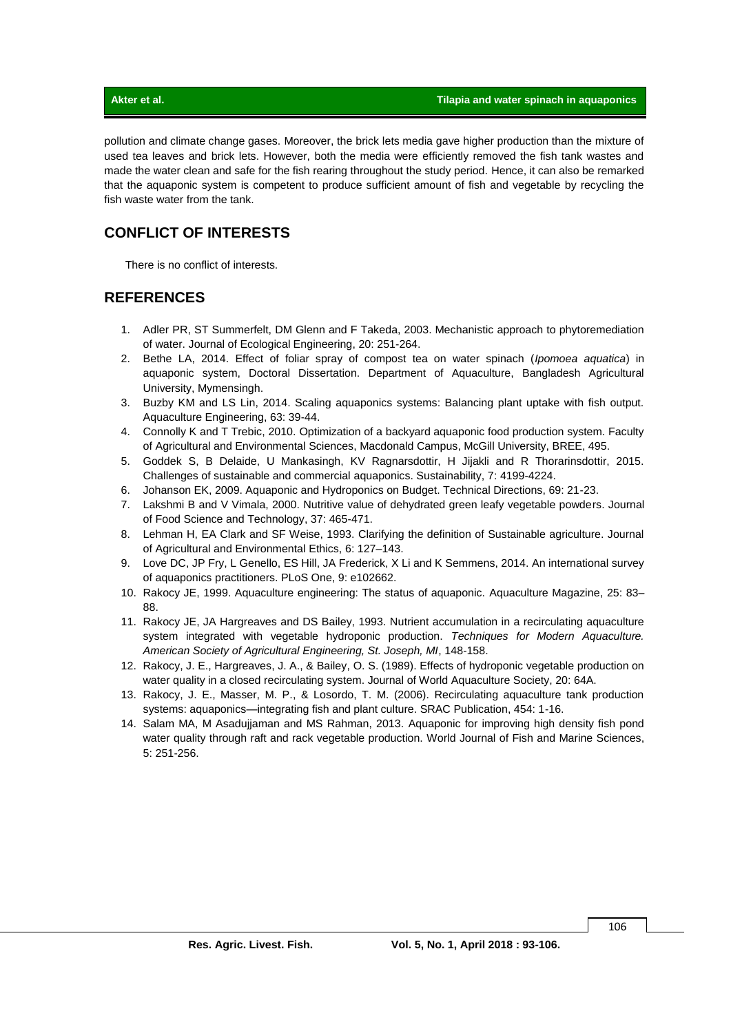pollution and climate change gases. Moreover, the brick lets media gave higher production than the mixture of used tea leaves and brick lets. However, both the media were efficiently removed the fish tank wastes and made the water clean and safe for the fish rearing throughout the study period. Hence, it can also be remarked that the aquaponic system is competent to produce sufficient amount of fish and vegetable by recycling the fish waste water from the tank.

## CONFLICT OF INTERESTS

There is no conflict of interests.

## REFERENCES

1. Adler PR, ST Summerfelt, DM Glenn and F Takeda, 2003. Mechanistic approach to phytoremediation of water. Journal of Ecological Engineering, 20: 251-264.
2. Bethe LA, 2014. Effect of foliar spray of compost tea on water spinach (*Ipomoea aquatica*) in aquaponic system, Doctoral Dissertation. Department of Aquaculture, Bangladesh Agricultural University, Mymensingh.
3. Buzby KM and LS Lin, 2014. Scaling aquaponics systems: Balancing plant uptake with fish output. Aquaculture Engineering, 63: 39-44.
4. Connolly K and T Trebic, 2010. Optimization of a backyard aquaponic food production system. Faculty of Agricultural and Environmental Sciences, Macdonald Campus, McGill University, BREE, 495.
5. Goddek S, B Delaide, U Mankasingh, KV Ragnarsdottir, H Jijakli and R Thorarinsdottir, 2015. Challenges of sustainable and commercial aquaponics. Sustainability, 7: 4199-4224.
6. Johanson EK, 2009. Aquaponic and Hydroponics on Budget. Technical Directions, 69: 21-23.
7. Lakshmi B and V Vimala, 2000. Nutritive value of dehydrated green leafy vegetable powders. Journal of Food Science and Technology, 37: 465-471.
8. Lehman H, EA Clark and SF Weise, 1993. Clarifying the definition of Sustainable agriculture. Journal of Agricultural and Environmental Ethics, 6: 127–143.
9. Love DC, JP Fry, L Genello, ES Hill, JA Frederick, X Li and K Semmens, 2014. An international survey of aquaponics practitioners. PLoS One, 9: e102662.
10. Rakocy JE, 1999. Aquaculture engineering: The status of aquaponic. Aquaculture Magazine, 25: 83–88.
11. Rakocy JE, JA Hargreaves and DS Bailey, 1993. Nutrient accumulation in a recirculating aquaculture system integrated with vegetable hydroponic production. *Techniques for Modern Aquaculture. American Society of Agricultural Engineering, St. Joseph, MI*, 148-158.
12. Rakocy, J. E., Hargreaves, J. A., & Bailey, O. S. (1989). Effects of hydroponic vegetable production on water quality in a closed recirculating system. Journal of World Aquaculture Society, 20: 64A.
13. Rakocy, J. E., Masser, M. P., & Losordo, T. M. (2006). Recirculating aquaculture tank production systems: aquaponics—integrating fish and plant culture. SRAC Publication, 454: 1-16.
14. Salam MA, M Asadujjaman and MS Rahman, 2013. Aquaponic for improving high density fish pond water quality through raft and rack vegetable production. World Journal of Fish and Marine Sciences, 5: 251-256.